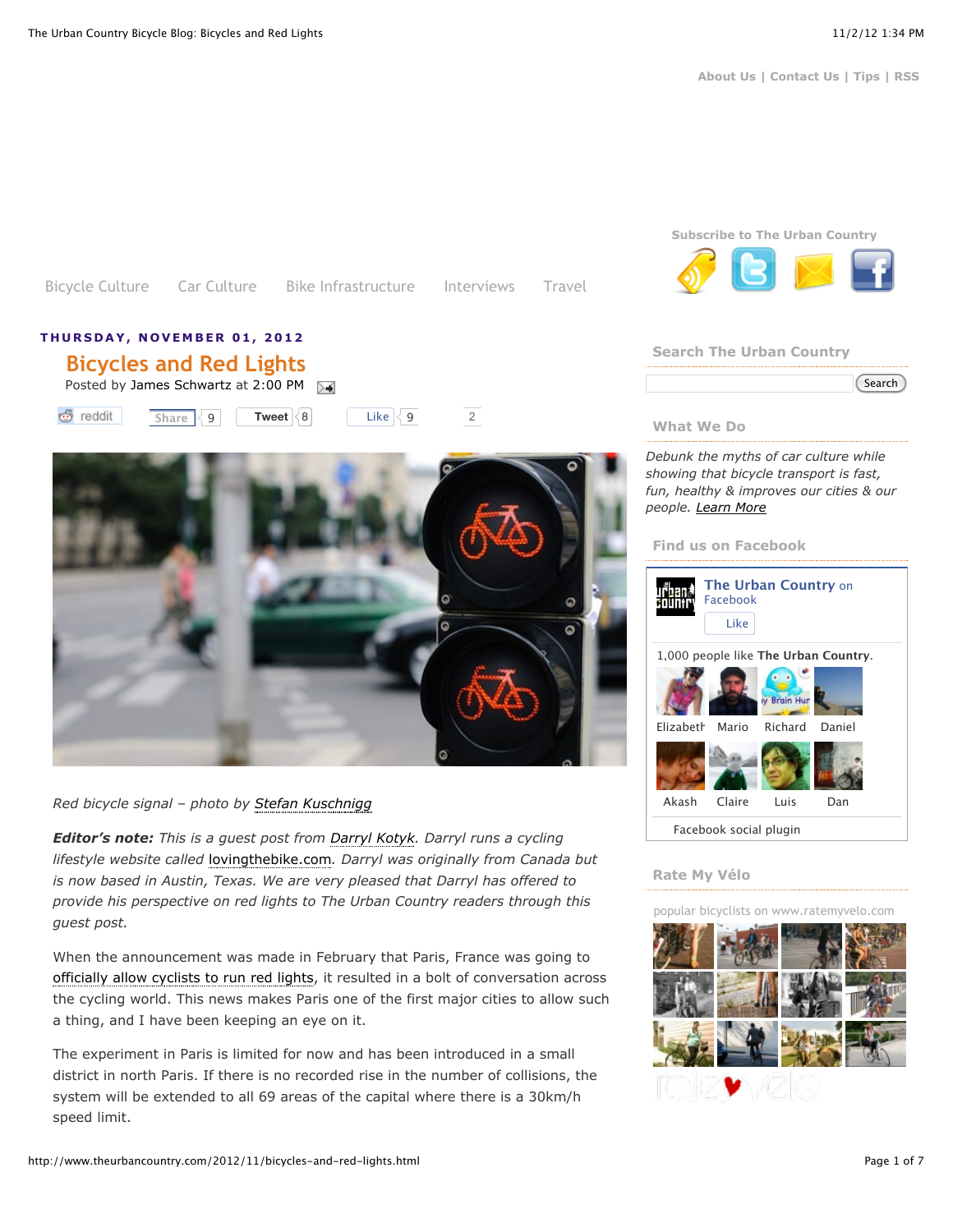About Us | Contact Us | Tips | RSS

Bicycle Culture | Car Culture | Bike Infrastructure | Interviews | Travel

**THURSDAY, NOVEMBER 01, 2012**

# Bicycles and Red Lights

Posted by James Schwartz at 2:00 PM

*Red bicycle signal – photo by Stefan Kuschnigg*

***Editor's note:*** *This is a guest post from Darryl Kotyk. Darryl runs a cycling lifestyle website called lovingthebike.com. Darryl was originally from Canada but is now based in Austin, Texas. We are very pleased that Darryl has offered to provide his perspective on red lights to The Urban Country readers through this guest post.*

When the announcement was made in February that Paris, France was going to officially allow cyclists to run red lights, it resulted in a bolt of conversation across the cycling world. This news makes Paris one of the first major cities to allow such a thing, and I have been keeping an eye on it.

The experiment in Paris is limited for now and has been introduced in a small district in north Paris. If there is no recorded rise in the number of collisions, the system will be extended to all 69 areas of the capital where there is a 30km/h speed limit.

Subscribe to The Urban Country

## Search The Urban Country

## What We Do

*Debunk the myths of car culture while showing that bicycle transport is fast, fun, healthy & improves our cities & our people. Learn More*

## Find us on Facebook

The Urban Country on Facebook

1,000 people like The Urban Country.

Elizabeth, Mario, Richard, Daniel, Akash, Claire, Luis, Dan

Facebook social plugin

## Rate My Vélo

popular bicyclists on www.ratemyvelo.com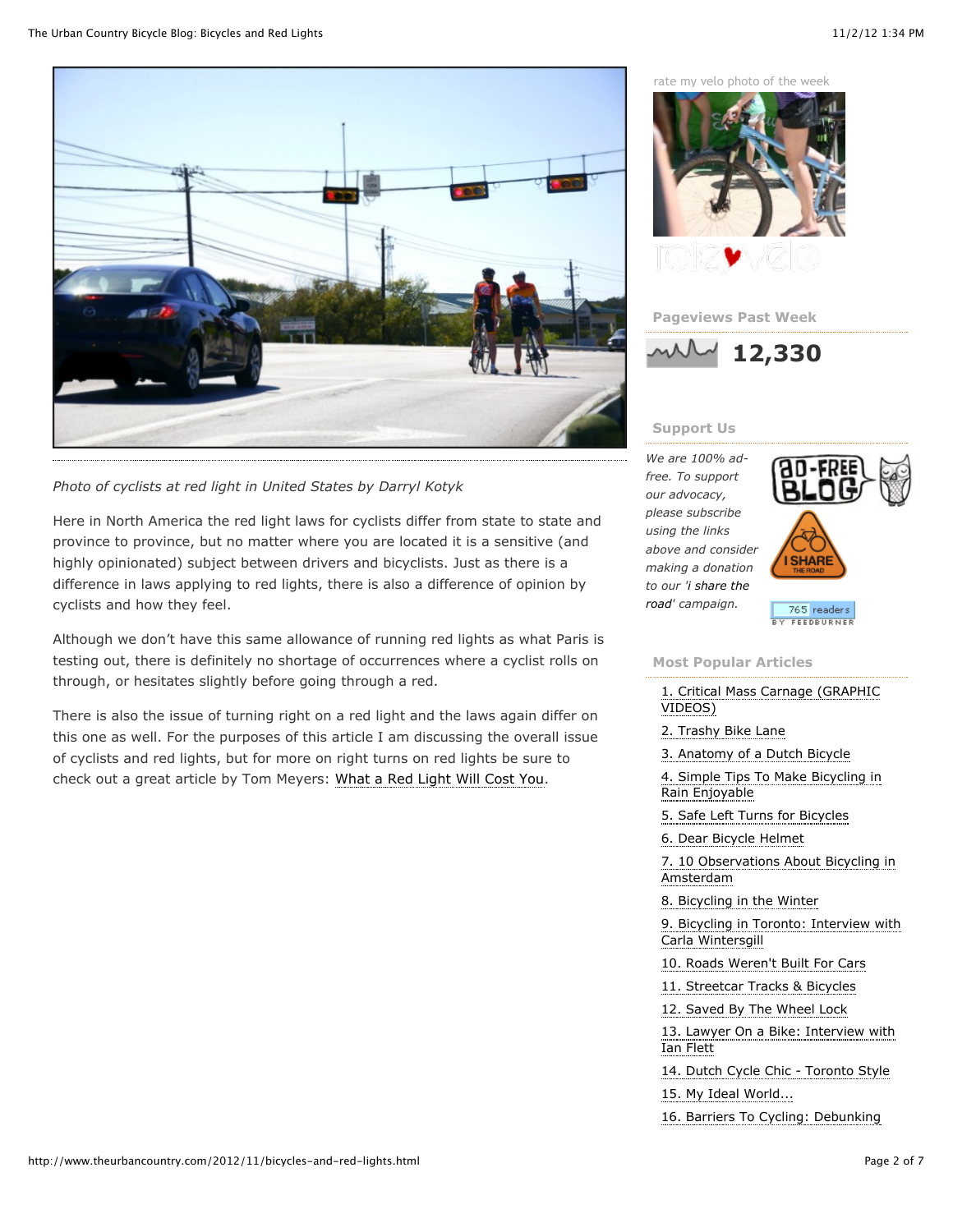*Photo of cyclists at red light in United States by Darryl Kotyk*

Here in North America the red light laws for cyclists differ from state to state and province to province, but no matter where you are located it is a sensitive (and highly opinionated) subject between drivers and bicyclists. Just as there is a difference in laws applying to red lights, there is also a difference of opinion by cyclists and how they feel.

Although we don't have this same allowance of running red lights as what Paris is testing out, there is definitely no shortage of occurrences where a cyclist rolls on through, or hesitates slightly before going through a red.

There is also the issue of turning right on a red light and the laws again differ on this one as well. For the purposes of this article I am discussing the overall issue of cyclists and red lights, but for more on right turns on red lights be sure to check out a great article by Tom Meyers: What a Red Light Will Cost You.

rate my velo photo of the week

## Pageviews Past Week

**12,330**

## Support Us

*We are 100% ad-free. To support our advocacy, please subscribe using the links above and consider making a donation to our 'i share the road' campaign.*

765 readers BY FEEDBURNER

## Most Popular Articles

1. Critical Mass Carnage (GRAPHIC VIDEOS)
2. Trashy Bike Lane
3. Anatomy of a Dutch Bicycle
4. Simple Tips To Make Bicycling in Rain Enjoyable
5. Safe Left Turns for Bicycles
6. Dear Bicycle Helmet
7. 10 Observations About Bicycling in Amsterdam
8. Bicycling in the Winter
9. Bicycling in Toronto: Interview with Carla Wintersgill
10. Roads Weren't Built For Cars
11. Streetcar Tracks & Bicycles
12. Saved By The Wheel Lock
13. Lawyer On a Bike: Interview with Ian Flett
14. Dutch Cycle Chic - Toronto Style
15. My Ideal World...
16. Barriers To Cycling: Debunking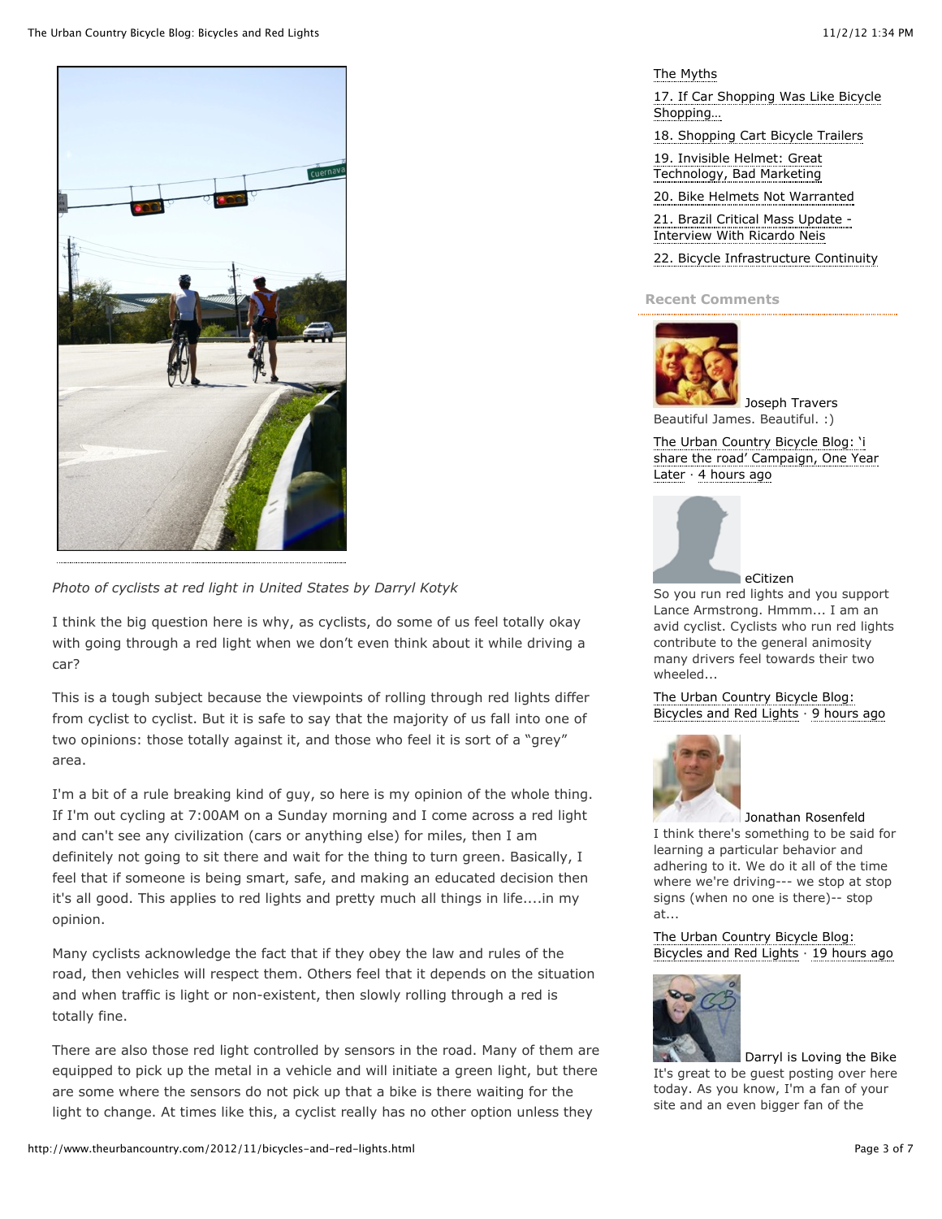*Photo of cyclists at red light in United States by Darryl Kotyk*

I think the big question here is why, as cyclists, do some of us feel totally okay with going through a red light when we don't even think about it while driving a car?

This is a tough subject because the viewpoints of rolling through red lights differ from cyclist to cyclist. But it is safe to say that the majority of us fall into one of two opinions: those totally against it, and those who feel it is sort of a "grey" area.

I'm a bit of a rule breaking kind of guy, so here is my opinion of the whole thing. If I'm out cycling at 7:00AM on a Sunday morning and I come across a red light and can't see any civilization (cars or anything else) for miles, then I am definitely not going to sit there and wait for the thing to turn green. Basically, I feel that if someone is being smart, safe, and making an educated decision then it's all good. This applies to red lights and pretty much all things in life....in my opinion.

Many cyclists acknowledge the fact that if they obey the law and rules of the road, then vehicles will respect them. Others feel that it depends on the situation and when traffic is light or non-existent, then slowly rolling through a red is totally fine.

There are also those red light controlled by sensors in the road. Many of them are equipped to pick up the metal in a vehicle and will initiate a green light, but there are some where the sensors do not pick up that a bike is there waiting for the light to change. At times like this, a cyclist really has no other option unless they

The Myths

17. If Car Shopping Was Like Bicycle Shopping…

18. Shopping Cart Bicycle Trailers

19. Invisible Helmet: Great Technology, Bad Marketing

20. Bike Helmets Not Warranted

21. Brazil Critical Mass Update - Interview With Ricardo Neis

22. Bicycle Infrastructure Continuity

**Recent Comments**

Joseph Travers
Beautiful James. Beautiful. :)

The Urban Country Bicycle Blog: 'i share the road' Campaign, One Year Later · 4 hours ago

eCitizen
So you run red lights and you support Lance Armstrong. Hmmm... I am an avid cyclist. Cyclists who run red lights contribute to the general animosity many drivers feel towards their two wheeled...

The Urban Country Bicycle Blog: Bicycles and Red Lights · 9 hours ago

Jonathan Rosenfeld
I think there's something to be said for learning a particular behavior and adhering to it. We do it all of the time where we're driving--- we stop at stop signs (when no one is there)-- stop at...

The Urban Country Bicycle Blog: Bicycles and Red Lights · 19 hours ago

Darryl is Loving the Bike
It's great to be guest posting over here today. As you know, I'm a fan of your site and an even bigger fan of the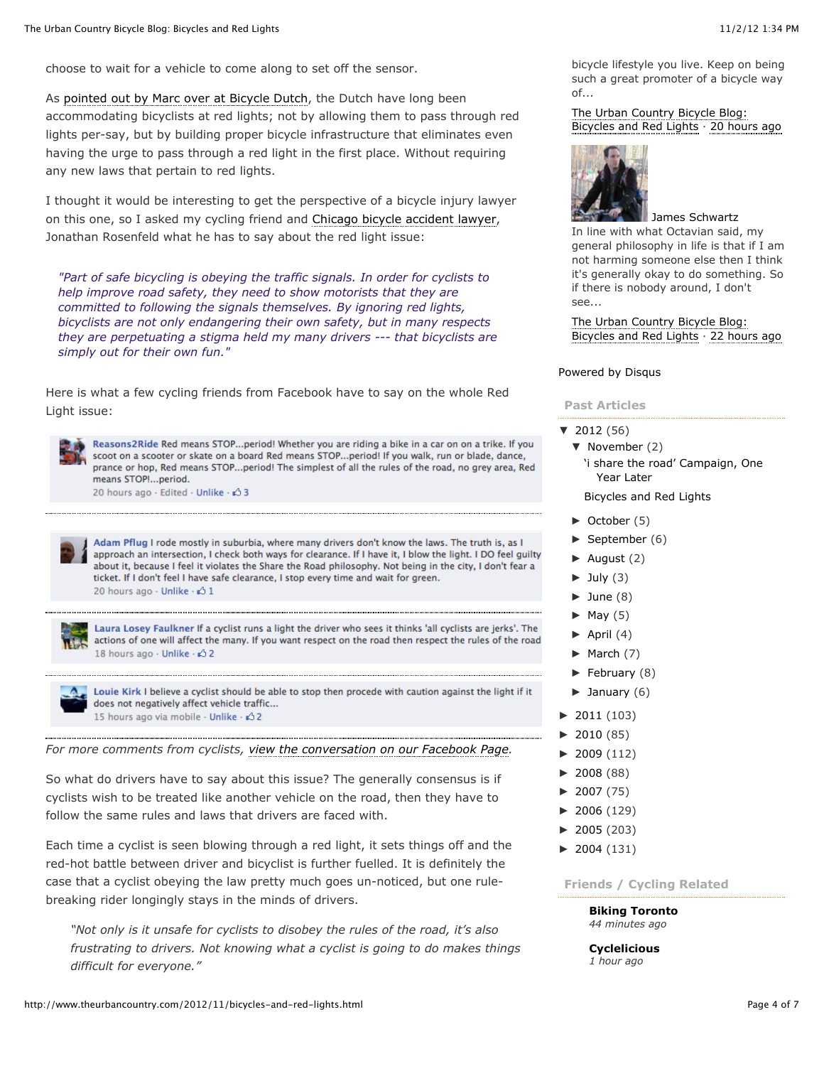choose to wait for a vehicle to come along to set off the sensor.

As pointed out by Marc over at Bicycle Dutch, the Dutch have long been accommodating bicyclists at red lights; not by allowing them to pass through red lights per-say, but by building proper bicycle infrastructure that eliminates even having the urge to pass through a red light in the first place. Without requiring any new laws that pertain to red lights.

I thought it would be interesting to get the perspective of a bicycle injury lawyer on this one, so I asked my cycling friend and Chicago bicycle accident lawyer, Jonathan Rosenfeld what he has to say about the red light issue:

> *"Part of safe bicycling is obeying the traffic signals. In order for cyclists to help improve road safety, they need to show motorists that they are committed to following the signals themselves. By ignoring red lights, bicyclists are not only endangering their own safety, but in many respects they are perpetuating a stigma held my many drivers --- that bicyclists are simply out for their own fun."*

Here is what a few cycling friends from Facebook have to say on the whole Red Light issue:

**Reasons2Ride** Red means STOP...period! Whether you are riding a bike in a car on on a trike. If you scoot on a scooter or skate on a board Red means STOP...period! If you walk, run or blade, dance, prance or hop, Red means STOP...period! The simplest of all the rules of the road, no grey area, Red means STOP!...period.
20 hours ago · Edited · Unlike · 3

**Adam Pflug** I rode mostly in suburbia, where many drivers don't know the laws. The truth is, as I approach an intersection, I check both ways for clearance. If I have it, I blow the light. I DO feel guilty about it, because I feel it violates the Share the Road philosophy. Not being in the city, I don't fear a ticket. If I don't feel I have safe clearance, I stop every time and wait for green.
20 hours ago · Unlike · 1

**Laura Losey Faulkner** If a cyclist runs a light the driver who sees it thinks 'all cyclists are jerks'. The actions of one will affect the many. If you want respect on the road then respect the rules of the road
18 hours ago · Unlike · 2

**Louie Kirk** I believe a cyclist should be able to stop then procede with caution against the light if it does not negatively affect vehicle traffic...
15 hours ago via mobile · Unlike · 2

*For more comments from cyclists, view the conversation on our Facebook Page.*

So what do drivers have to say about this issue? The generally consensus is if cyclists wish to be treated like another vehicle on the road, then they have to follow the same rules and laws that drivers are faced with.

Each time a cyclist is seen blowing through a red light, it sets things off and the red-hot battle between driver and bicyclist is further fuelled. It is definitely the case that a cyclist obeying the law pretty much goes un-noticed, but one rule-breaking rider longingly stays in the minds of drivers.

> *"Not only is it unsafe for cyclists to disobey the rules of the road, it's also frustrating to drivers. Not knowing what a cyclist is going to do makes things difficult for everyone."*

bicycle lifestyle you live. Keep on being such a great promoter of a bicycle way of...

The Urban Country Bicycle Blog: Bicycles and Red Lights · 20 hours ago

James Schwartz
In line with what Octavian said, my general philosophy in life is that if I am not harming someone else then I think it's generally okay to do something. So if there is nobody around, I don't see...

The Urban Country Bicycle Blog: Bicycles and Red Lights · 22 hours ago

Powered by Disqus

## Past Articles

- ▼ 2012 (56)
  - ▼ November (2)
    - 'i share the road' Campaign, One Year Later
    - Bicycles and Red Lights
  - ► October (5)
  - ► September (6)
  - ► August (2)
  - ► July (3)
  - ► June (8)
  - ► May (5)
  - ► April (4)
  - ► March (7)
  - ► February (8)
  - ► January (6)
- ► 2011 (103)
- ► 2010 (85)
- ► 2009 (112)
- ► 2008 (88)
- ► 2007 (75)
- ► 2006 (129)
- ► 2005 (203)
- ► 2004 (131)

## Friends / Cycling Related

**Biking Toronto**
*44 minutes ago*

**Cyclelicious**
*1 hour ago*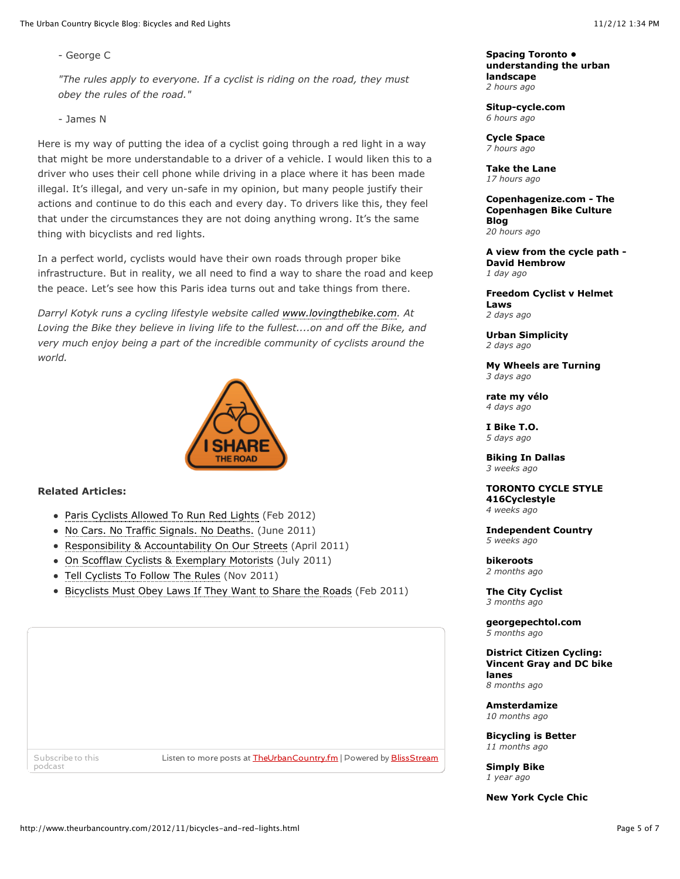- George C

*"The rules apply to everyone. If a cyclist is riding on the road, they must obey the rules of the road."*

- James N

Here is my way of putting the idea of a cyclist going through a red light in a way that might be more understandable to a driver of a vehicle. I would liken this to a driver who uses their cell phone while driving in a place where it has been made illegal. It's illegal, and very un-safe in my opinion, but many people justify their actions and continue to do this each and every day. To drivers like this, they feel that under the circumstances they are not doing anything wrong. It's the same thing with bicyclists and red lights.

In a perfect world, cyclists would have their own roads through proper bike infrastructure. But in reality, we all need to find a way to share the road and keep the peace. Let's see how this Paris idea turns out and take things from there.

*Darryl Kotyk runs a cycling lifestyle website called www.lovingthebike.com. At Loving the Bike they believe in living life to the fullest....on and off the Bike, and very much enjoy being a part of the incredible community of cyclists around the world.*

**Related Articles:**

- Paris Cyclists Allowed To Run Red Lights (Feb 2012)
- No Cars. No Traffic Signals. No Deaths. (June 2011)
- Responsibility & Accountability On Our Streets (April 2011)
- On Scofflaw Cyclists & Exemplary Motorists (July 2011)
- Tell Cyclists To Follow The Rules (Nov 2011)
- Bicyclists Must Obey Laws If They Want to Share the Roads (Feb 2011)

Subscribe to this podcast | Listen to more posts at TheUrbanCountry.fm | Powered by BlissStream

**Spacing Toronto • understanding the urban landscape**
*2 hours ago*

**Situp-cycle.com**
*6 hours ago*

**Cycle Space**
*7 hours ago*

**Take the Lane**
*17 hours ago*

**Copenhagenize.com - The Copenhagen Bike Culture Blog**
*20 hours ago*

**A view from the cycle path - David Hembrow**
*1 day ago*

**Freedom Cyclist v Helmet Laws**
*2 days ago*

**Urban Simplicity**
*2 days ago*

**My Wheels are Turning**
*3 days ago*

**rate my vélo**
*4 days ago*

**I Bike T.O.**
*5 days ago*

**Biking In Dallas**
*3 weeks ago*

**TORONTO CYCLE STYLE 416Cyclestyle**
*4 weeks ago*

**Independent Country**
*5 weeks ago*

**bikeroots**
*2 months ago*

**The City Cyclist**
*3 months ago*

**georgepechtol.com**
*5 months ago*

**District Citizen Cycling: Vincent Gray and DC bike lanes**
*8 months ago*

**Amsterdamize**
*10 months ago*

**Bicycling is Better**
*11 months ago*

**Simply Bike**
*1 year ago*

**New York Cycle Chic**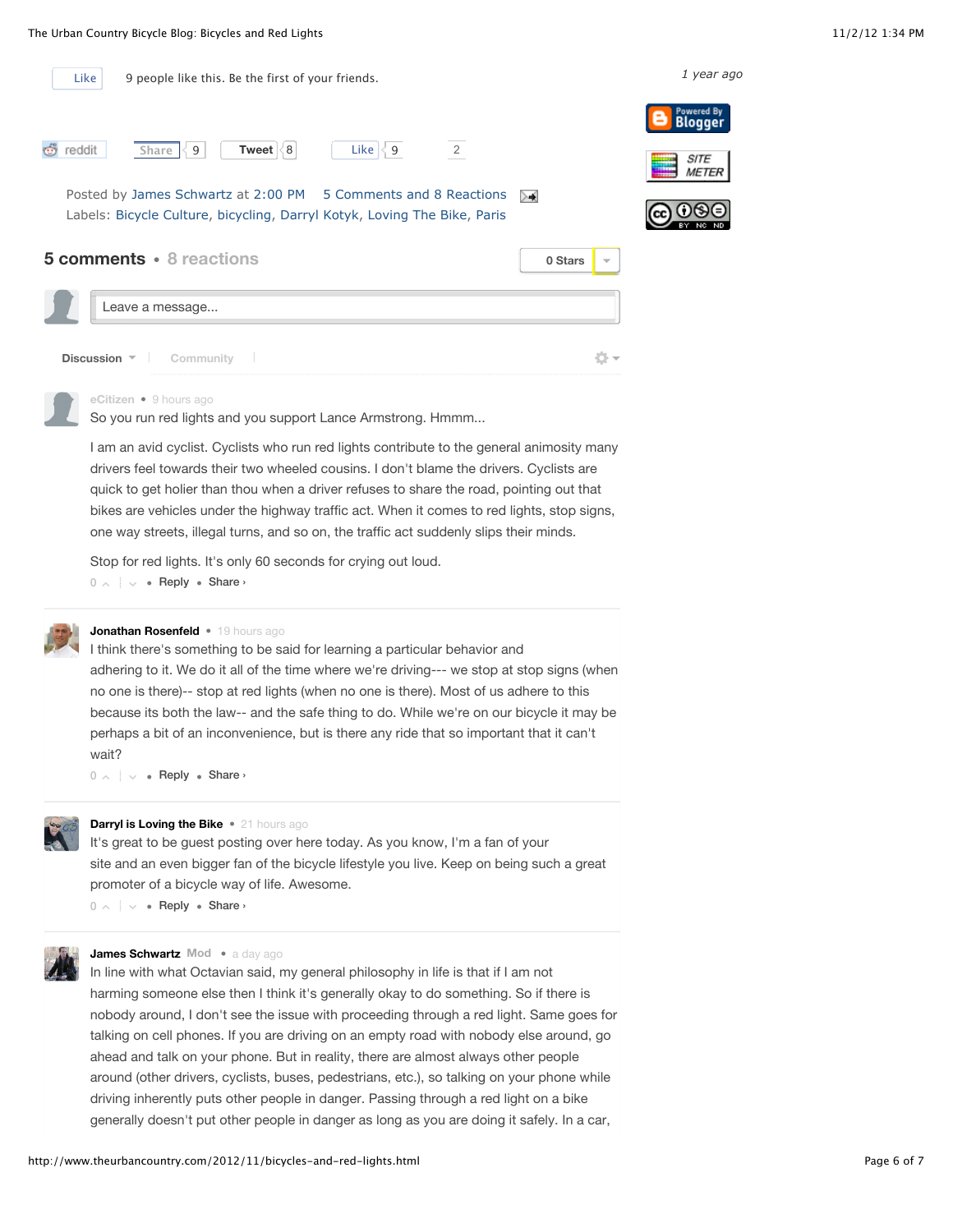Like 9 people like this. Be the first of your friends.

1 year ago

reddit Share 9 Tweet 8 Like 9 2

Posted by James Schwartz at 2:00 PM 5 Comments and 8 Reactions
Labels: Bicycle Culture, bicycling, Darryl Kotyk, Loving The Bike, Paris

## 5 comments • 8 reactions

0 Stars

Leave a message...

Discussion Community

**eCitizen** • 9 hours ago

So you run red lights and you support Lance Armstrong. Hmmm...

I am an avid cyclist. Cyclists who run red lights contribute to the general animosity many drivers feel towards their two wheeled cousins. I don't blame the drivers. Cyclists are quick to get holier than thou when a driver refuses to share the road, pointing out that bikes are vehicles under the highway traffic act. When it comes to red lights, stop signs, one way streets, illegal turns, and so on, the traffic act suddenly slips their minds.

Stop for red lights. It's only 60 seconds for crying out loud.

0 • Reply • Share ›

---

**Jonathan Rosenfeld** • 19 hours ago

I think there's something to be said for learning a particular behavior and adhering to it. We do it all of the time where we're driving--- we stop at stop signs (when no one is there)-- stop at red lights (when no one is there). Most of us adhere to this because its both the law-- and the safe thing to do. While we're on our bicycle it may be perhaps a bit of an inconvenience, but is there any ride that so important that it can't wait?

0 • Reply • Share ›

---

**Darryl is Loving the Bike** • 21 hours ago

It's great to be guest posting over here today. As you know, I'm a fan of your site and an even bigger fan of the bicycle lifestyle you live. Keep on being such a great promoter of a bicycle way of life. Awesome.

0 • Reply • Share ›

---

**James Schwartz** Mod • a day ago

In line with what Octavian said, my general philosophy in life is that if I am not harming someone else then I think it's generally okay to do something. So if there is nobody around, I don't see the issue with proceeding through a red light. Same goes for talking on cell phones. If you are driving on an empty road with nobody else around, go ahead and talk on your phone. But in reality, there are almost always other people around (other drivers, cyclists, buses, pedestrians, etc.), so talking on your phone while driving inherently puts other people in danger. Passing through a red light on a bike generally doesn't put other people in danger as long as you are doing it safely. In a car,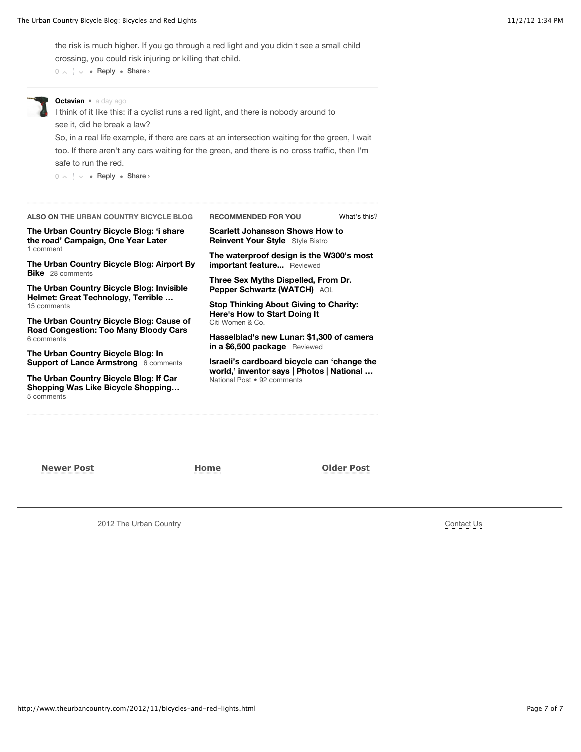the risk is much higher. If you go through a red light and you didn't see a small child crossing, you could risk injuring or killing that child.

0 ^ | v • Reply • Share ›

**Octavian** • a day ago

I think of it like this: if a cyclist runs a red light, and there is nobody around to see it, did he break a law?

So, in a real life example, if there are cars at an intersection waiting for the green, I wait too. If there aren't any cars waiting for the green, and there is no cross traffic, then I'm safe to run the red.

0 ^ | v • Reply • Share ›

**ALSO ON THE URBAN COUNTRY BICYCLE BLOG**

**The Urban Country Bicycle Blog: 'i share the road' Campaign, One Year Later** 1 comment

**The Urban Country Bicycle Blog: Airport By Bike** 28 comments

**The Urban Country Bicycle Blog: Invisible Helmet: Great Technology, Terrible …** 15 comments

**The Urban Country Bicycle Blog: Cause of Road Congestion: Too Many Bloody Cars** 6 comments

**The Urban Country Bicycle Blog: In Support of Lance Armstrong** 6 comments

**The Urban Country Bicycle Blog: If Car Shopping Was Like Bicycle Shopping…** 5 comments

**RECOMMENDED FOR YOU** What's this?

**Scarlett Johansson Shows How to Reinvent Your Style** Style Bistro

**The waterproof design is the W300's most important feature...** Reviewed

**Three Sex Myths Dispelled, From Dr. Pepper Schwartz (WATCH)** AOL

**Stop Thinking About Giving to Charity: Here's How to Start Doing It** Citi Women & Co.

**Hasselblad's new Lunar: $1,300 of camera in a $6,500 package** Reviewed

**Israeli's cardboard bicycle can 'change the world,' inventor says | Photos | National …** National Post • 92 comments

Newer Post    Home    Older Post

2012 The Urban Country    Contact Us